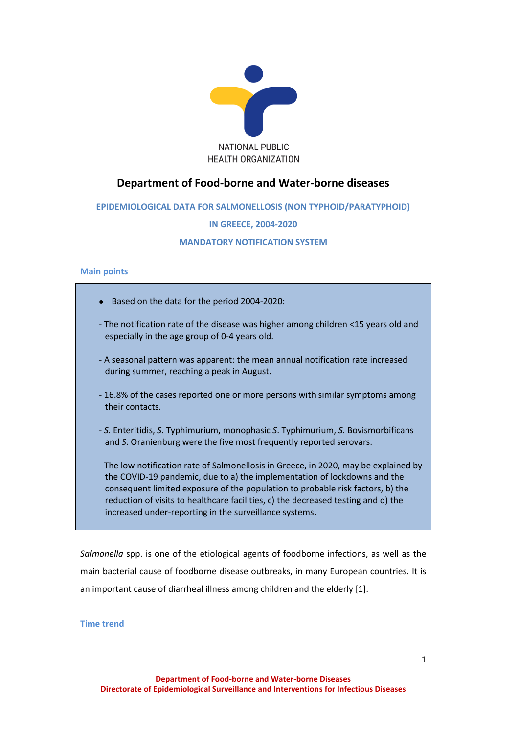NATIONAL PUBLIC HEALTH ORGANIZATION

# Department of Food-borne and Water-borne diseases

## EPIDEMIOLOGICAL DATA FOR SALMONELLOSIS (NON TYPHOID/PARATYPHOID) IN GREECE, 2004-2020

## MANDATORY NOTIFICATION SYSTEM

### Main points

- Based on the data for the period 2004-2020:

- The notification rate of the disease was higher among children <15 years old and especially in the age group of 0-4 years old.

- A seasonal pattern was apparent: the mean annual notification rate increased during summer, reaching a peak in August.

- 16.8% of the cases reported one or more persons with similar symptoms among their contacts.

- *S.* Enteritidis, *S.* Typhimurium, monophasic *S.* Typhimurium, *S.* Bovismorbificans and *S.* Oranienburg were the five most frequently reported serovars.

- The low notification rate of Salmonellosis in Greece, in 2020, may be explained by the COVID-19 pandemic, due to a) the implementation of lockdowns and the consequent limited exposure of the population to probable risk factors, b) the reduction of visits to healthcare facilities, c) the decreased testing and d) the increased under-reporting in the surveillance systems.

*Salmonella* spp. is one of the etiological agents of foodborne infections, as well as the main bacterial cause of foodborne disease outbreaks, in many European countries. It is an important cause of diarrheal illness among children and the elderly [1].

### Time trend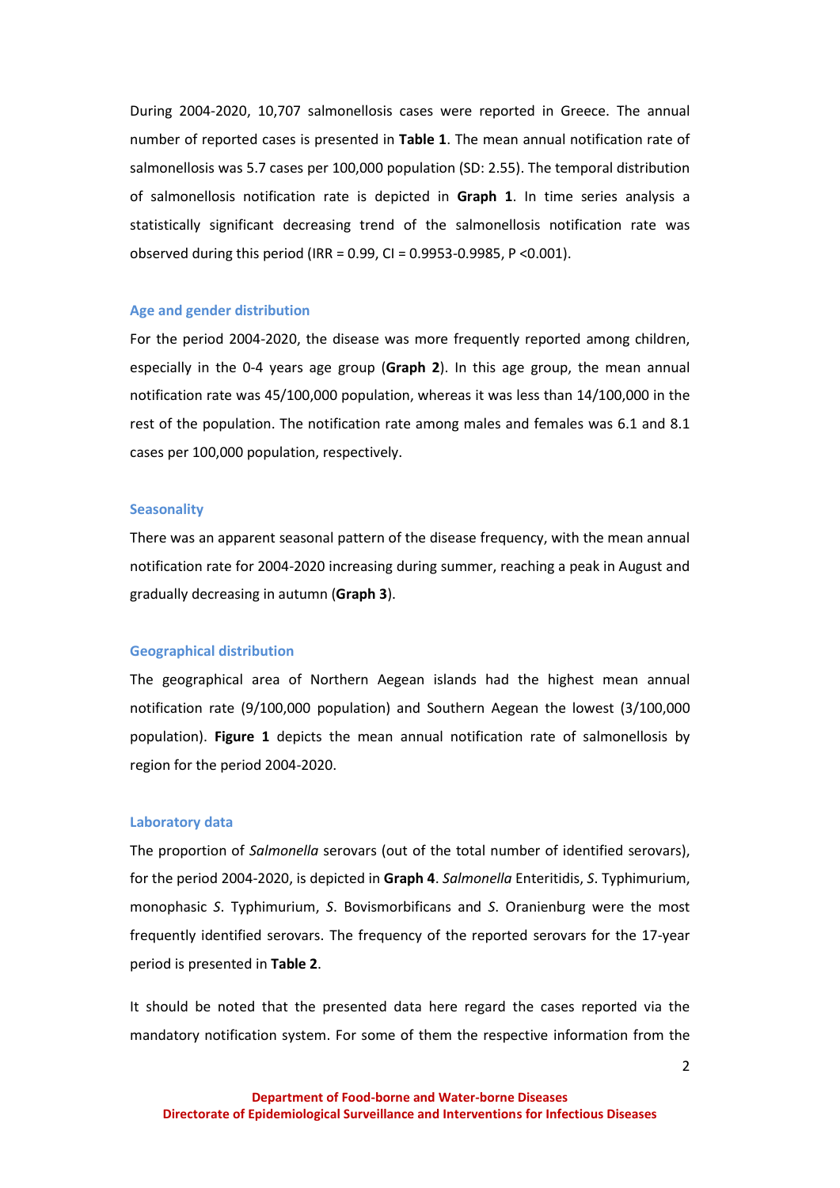During 2004-2020, 10,707 salmonellosis cases were reported in Greece. The annual number of reported cases is presented in **Table 1**. The mean annual notification rate of salmonellosis was 5.7 cases per 100,000 population (SD: 2.55). The temporal distribution of salmonellosis notification rate is depicted in **Graph 1**. In time series analysis a statistically significant decreasing trend of the salmonellosis notification rate was observed during this period (IRR = 0.99, CI = 0.9953-0.9985, P <0.001).

## Age and gender distribution

For the period 2004-2020, the disease was more frequently reported among children, especially in the 0-4 years age group (**Graph 2**). In this age group, the mean annual notification rate was 45/100,000 population, whereas it was less than 14/100,000 in the rest of the population. The notification rate among males and females was 6.1 and 8.1 cases per 100,000 population, respectively.

## Seasonality

There was an apparent seasonal pattern of the disease frequency, with the mean annual notification rate for 2004-2020 increasing during summer, reaching a peak in August and gradually decreasing in autumn (**Graph 3**).

## Geographical distribution

The geographical area of Northern Aegean islands had the highest mean annual notification rate (9/100,000 population) and Southern Aegean the lowest (3/100,000 population). **Figure 1** depicts the mean annual notification rate of salmonellosis by region for the period 2004-2020.

## Laboratory data

The proportion of *Salmonella* serovars (out of the total number of identified serovars), for the period 2004-2020, is depicted in **Graph 4**. *Salmonella* Enteritidis, *S*. Typhimurium, monophasic *S*. Typhimurium, *S*. Bovismorbificans and *S*. Oranienburg were the most frequently identified serovars. The frequency of the reported serovars for the 17-year period is presented in **Table 2**.

It should be noted that the presented data here regard the cases reported via the mandatory notification system. For some of them the respective information from the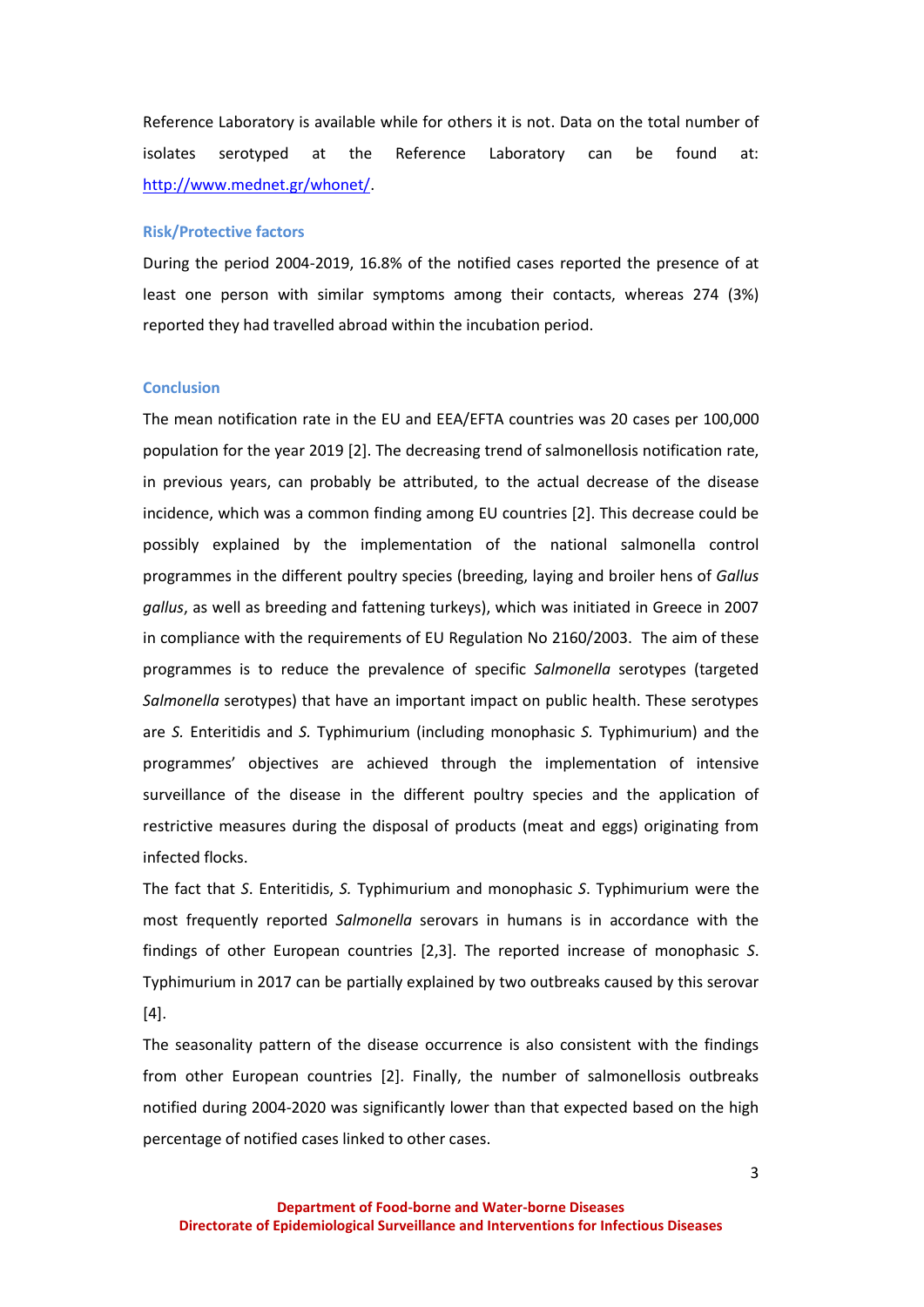Reference Laboratory is available while for others it is not. Data on the total number of isolates serotyped at the Reference Laboratory can be found at: http://www.mednet.gr/whonet/.

### Risk/Protective factors

During the period 2004-2019, 16.8% of the notified cases reported the presence of at least one person with similar symptoms among their contacts, whereas 274 (3%) reported they had travelled abroad within the incubation period.

### Conclusion

The mean notification rate in the EU and EEA/EFTA countries was 20 cases per 100,000 population for the year 2019 [2]. The decreasing trend of salmonellosis notification rate, in previous years, can probably be attributed, to the actual decrease of the disease incidence, which was a common finding among EU countries [2]. This decrease could be possibly explained by the implementation of the national salmonella control programmes in the different poultry species (breeding, laying and broiler hens of *Gallus gallus*, as well as breeding and fattening turkeys), which was initiated in Greece in 2007 in compliance with the requirements of EU Regulation No 2160/2003. The aim of these programmes is to reduce the prevalence of specific *Salmonella* serotypes (targeted *Salmonella* serotypes) that have an important impact on public health. These serotypes are *S.* Enteritidis and *S.* Typhimurium (including monophasic *S.* Typhimurium) and the programmes' objectives are achieved through the implementation of intensive surveillance of the disease in the different poultry species and the application of restrictive measures during the disposal of products (meat and eggs) originating from infected flocks.

The fact that *S*. Enteritidis, *S.* Typhimurium and monophasic *S*. Typhimurium were the most frequently reported *Salmonella* serovars in humans is in accordance with the findings of other European countries [2,3]. The reported increase of monophasic *S*. Typhimurium in 2017 can be partially explained by two outbreaks caused by this serovar [4].

The seasonality pattern of the disease occurrence is also consistent with the findings from other European countries [2]. Finally, the number of salmonellosis outbreaks notified during 2004-2020 was significantly lower than that expected based on the high percentage of notified cases linked to other cases.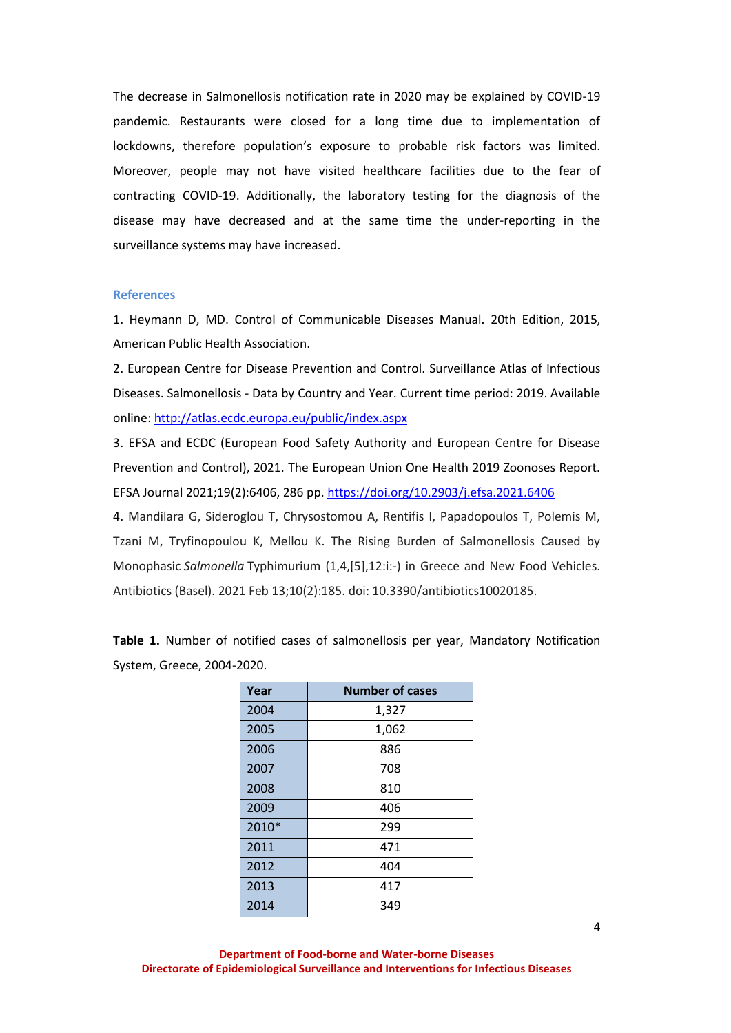The decrease in Salmonellosis notification rate in 2020 may be explained by COVID-19 pandemic. Restaurants were closed for a long time due to implementation of lockdowns, therefore population's exposure to probable risk factors was limited. Moreover, people may not have visited healthcare facilities due to the fear of contracting COVID-19. Additionally, the laboratory testing for the diagnosis of the disease may have decreased and at the same time the under-reporting in the surveillance systems may have increased.

## References

1. Heymann D, MD. Control of Communicable Diseases Manual. 20th Edition, 2015, American Public Health Association.
2. European Centre for Disease Prevention and Control. Surveillance Atlas of Infectious Diseases. Salmonellosis - Data by Country and Year. Current time period: 2019. Available online: http://atlas.ecdc.europa.eu/public/index.aspx
3. EFSA and ECDC (European Food Safety Authority and European Centre for Disease Prevention and Control), 2021. The European Union One Health 2019 Zoonoses Report. EFSA Journal 2021;19(2):6406, 286 pp. https://doi.org/10.2903/j.efsa.2021.6406
4. Mandilara G, Sideroglou T, Chrysostomou A, Rentifis I, Papadopoulos T, Polemis M, Tzani M, Tryfinopoulou K, Mellou K. The Rising Burden of Salmonellosis Caused by Monophasic *Salmonella* Typhimurium (1,4,[5],12:i:-) in Greece and New Food Vehicles. Antibiotics (Basel). 2021 Feb 13;10(2):185. doi: 10.3390/antibiotics10020185.

**Table 1.** Number of notified cases of salmonellosis per year, Mandatory Notification System, Greece, 2004-2020.

| Year | Number of cases |
|---|---|
| 2004 | 1,327 |
| 2005 | 1,062 |
| 2006 | 886 |
| 2007 | 708 |
| 2008 | 810 |
| 2009 | 406 |
| 2010* | 299 |
| 2011 | 471 |
| 2012 | 404 |
| 2013 | 417 |
| 2014 | 349 |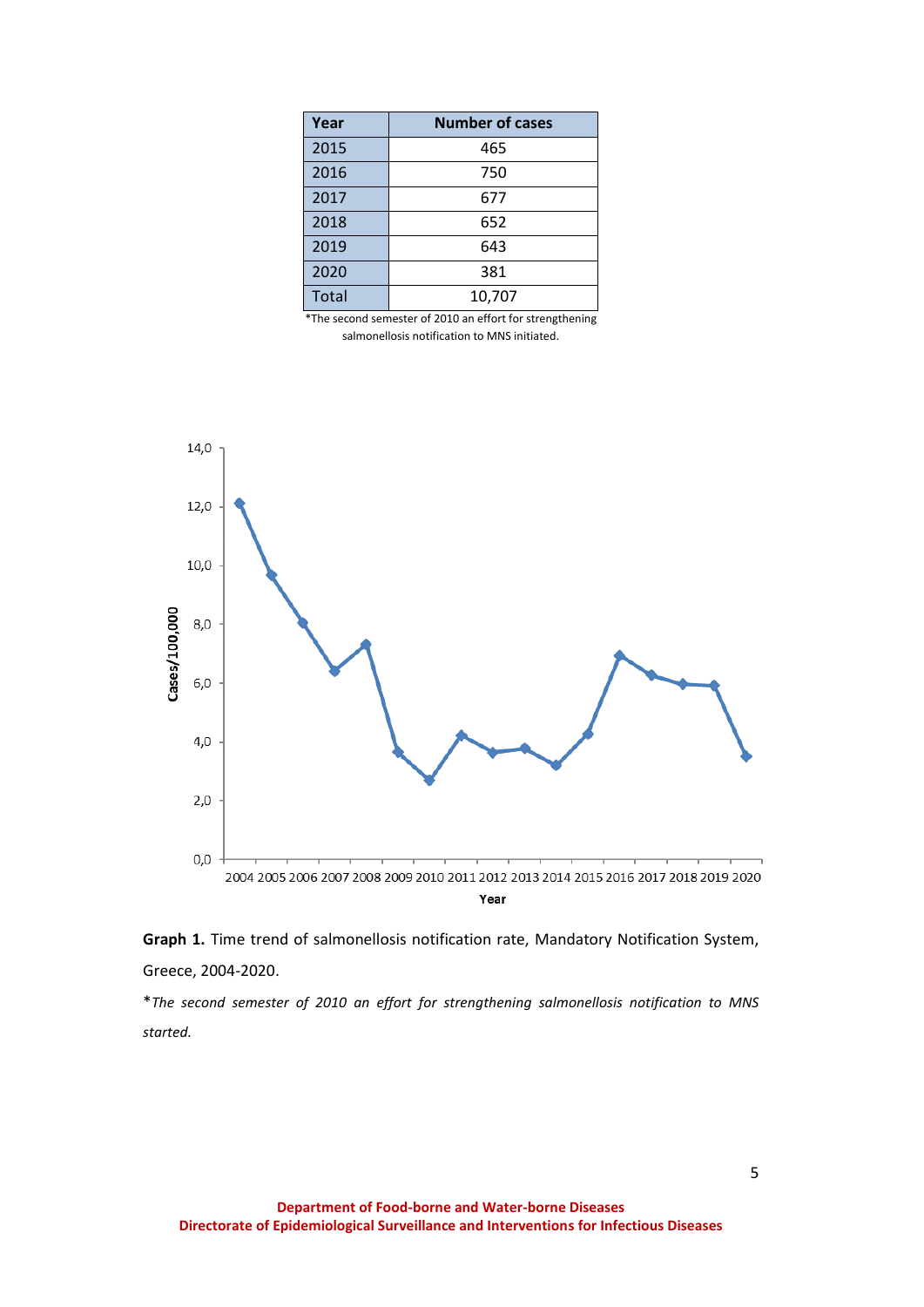| Year | Number of cases |
|---|---|
| 2015 | 465 |
| 2016 | 750 |
| 2017 | 677 |
| 2018 | 652 |
| 2019 | 643 |
| 2020 | 381 |
| Total | 10,707 |

*The second semester of 2010 an effort for strengthening salmonellosis notification to MNS initiated.

**Graph 1.** Time trend of salmonellosis notification rate, Mandatory Notification System, Greece, 2004-2020.

**The second semester of 2010 an effort for strengthening salmonellosis notification to MNS started.*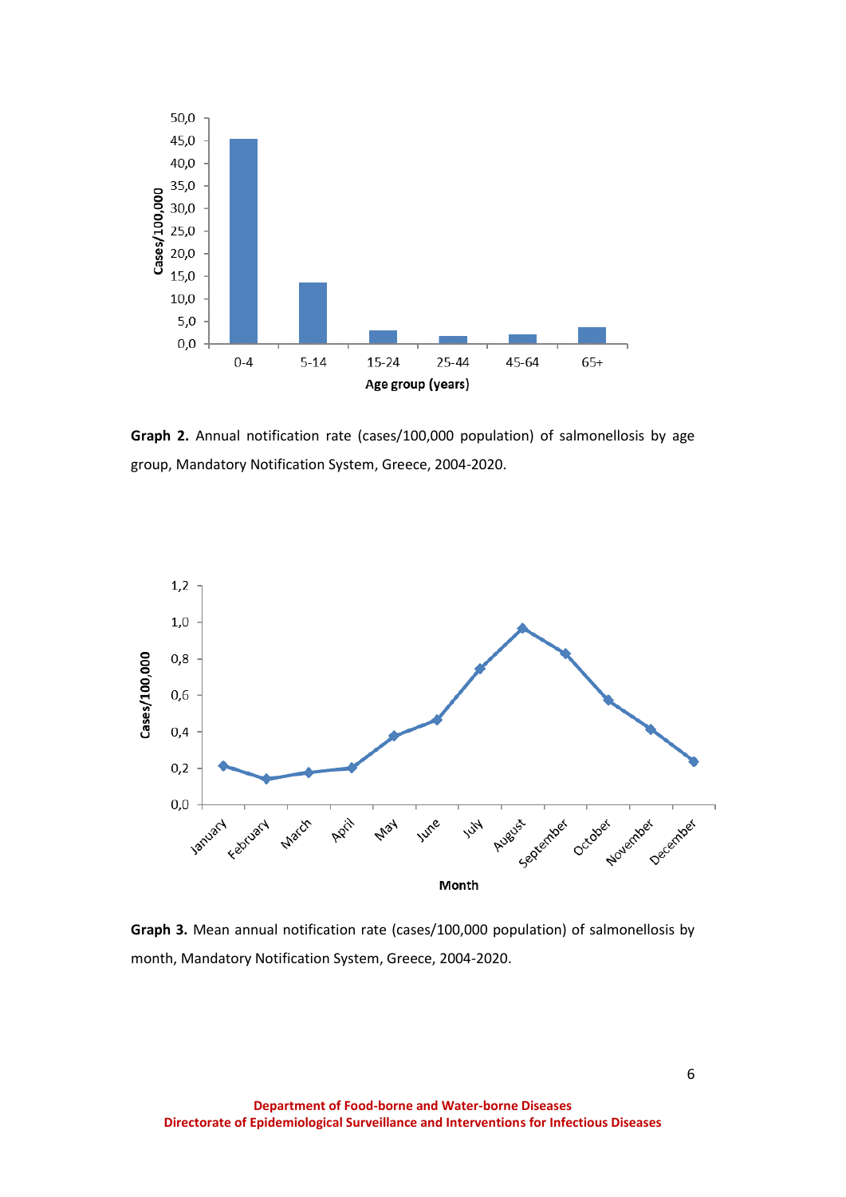**Graph 2.** Annual notification rate (cases/100,000 population) of salmonellosis by age group, Mandatory Notification System, Greece, 2004-2020.

**Graph 3.** Mean annual notification rate (cases/100,000 population) of salmonellosis by month, Mandatory Notification System, Greece, 2004-2020.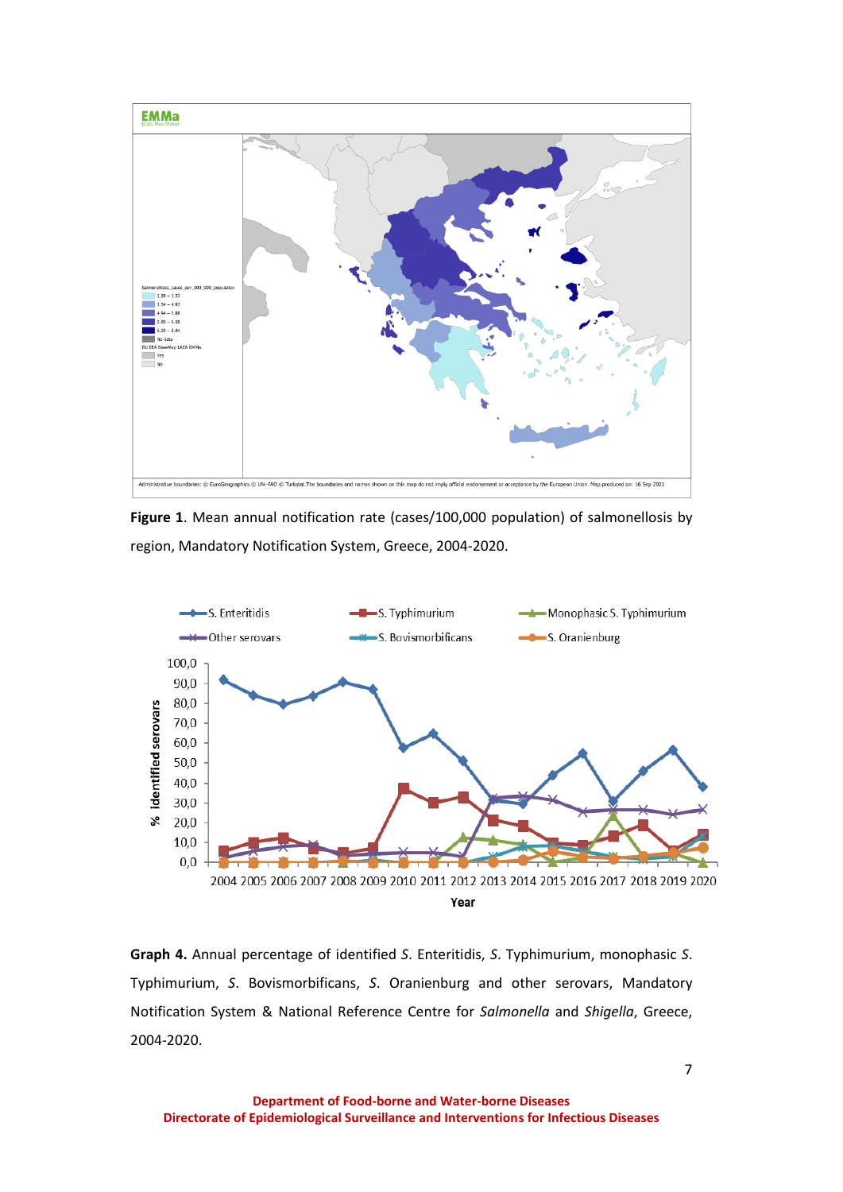**Figure 1**. Mean annual notification rate (cases/100,000 population) of salmonellosis by region, Mandatory Notification System, Greece, 2004-2020.

**Graph 4.** Annual percentage of identified *S.* Enteritidis, *S.* Typhimurium, monophasic *S.* Typhimurium, *S.* Bovismorbificans, *S.* Oranienburg and other serovars, Mandatory Notification System & National Reference Centre for *Salmonella* and *Shigella*, Greece, 2004-2020.

**Department of Food-borne and Water-borne Diseases**
**Directorate of Epidemiological Surveillance and Interventions for Infectious Diseases**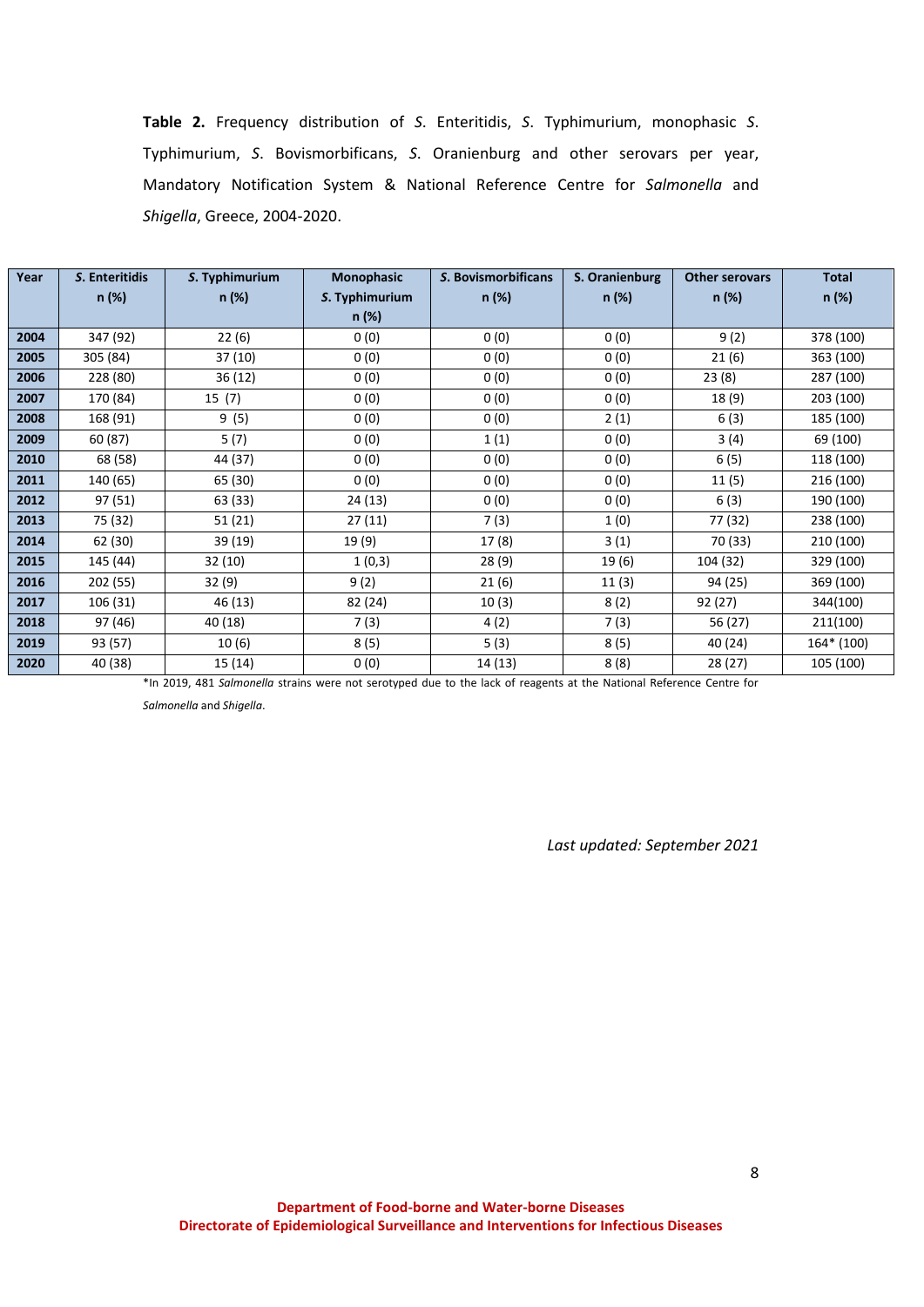**Table 2.** Frequency distribution of *S*. Enteritidis, *S*. Typhimurium, monophasic *S*. Typhimurium, *S*. Bovismorbificans, *S*. Oranienburg and other serovars per year, Mandatory Notification System & National Reference Centre for *Salmonella* and *Shigella*, Greece, 2004-2020.

| Year | *S.* Enteritidis n (%) | *S.* Typhimurium n (%) | Monophasic *S.* Typhimurium n (%) | *S.* Bovismorbificans n (%) | S. Oranienburg n (%) | Other serovars n (%) | Total n (%) |
|---|---|---|---|---|---|---|---|
| **2004** | 347 (92) | 22 (6) | 0 (0) | 0 (0) | 0 (0) | 9 (2) | 378 (100) |
| **2005** | 305 (84) | 37 (10) | 0 (0) | 0 (0) | 0 (0) | 21 (6) | 363 (100) |
| **2006** | 228 (80) | 36 (12) | 0 (0) | 0 (0) | 0 (0) | 23 (8) | 287 (100) |
| **2007** | 170 (84) | 15 (7) | 0 (0) | 0 (0) | 0 (0) | 18 (9) | 203 (100) |
| **2008** | 168 (91) | 9 (5) | 0 (0) | 0 (0) | 2 (1) | 6 (3) | 185 (100) |
| **2009** | 60 (87) | 5 (7) | 0 (0) | 1 (1) | 0 (0) | 3 (4) | 69 (100) |
| **2010** | 68 (58) | 44 (37) | 0 (0) | 0 (0) | 0 (0) | 6 (5) | 118 (100) |
| **2011** | 140 (65) | 65 (30) | 0 (0) | 0 (0) | 0 (0) | 11 (5) | 216 (100) |
| **2012** | 97 (51) | 63 (33) | 24 (13) | 0 (0) | 0 (0) | 6 (3) | 190 (100) |
| **2013** | 75 (32) | 51 (21) | 27 (11) | 7 (3) | 1 (0) | 77 (32) | 238 (100) |
| **2014** | 62 (30) | 39 (19) | 19 (9) | 17 (8) | 3 (1) | 70 (33) | 210 (100) |
| **2015** | 145 (44) | 32 (10) | 1 (0,3) | 28 (9) | 19 (6) | 104 (32) | 329 (100) |
| **2016** | 202 (55) | 32 (9) | 9 (2) | 21 (6) | 11 (3) | 94 (25) | 369 (100) |
| **2017** | 106 (31) | 46 (13) | 82 (24) | 10 (3) | 8 (2) | 92 (27) | 344(100) |
| **2018** | 97 (46) | 40 (18) | 7 (3) | 4 (2) | 7 (3) | 56 (27) | 211(100) |
| **2019** | 93 (57) | 10 (6) | 8 (5) | 5 (3) | 8 (5) | 40 (24) | 164* (100) |
| **2020** | 40 (38) | 15 (14) | 0 (0) | 14 (13) | 8 (8) | 28 (27) | 105 (100) |

*In 2019, 481 *Salmonella* strains were not serotyped due to the lack of reagents at the National Reference Centre for *Salmonella* and *Shigella*.

*Last updated: September 2021*

**Department of Food-borne and Water-borne Diseases**
**Directorate of Epidemiological Surveillance and Interventions for Infectious Diseases**